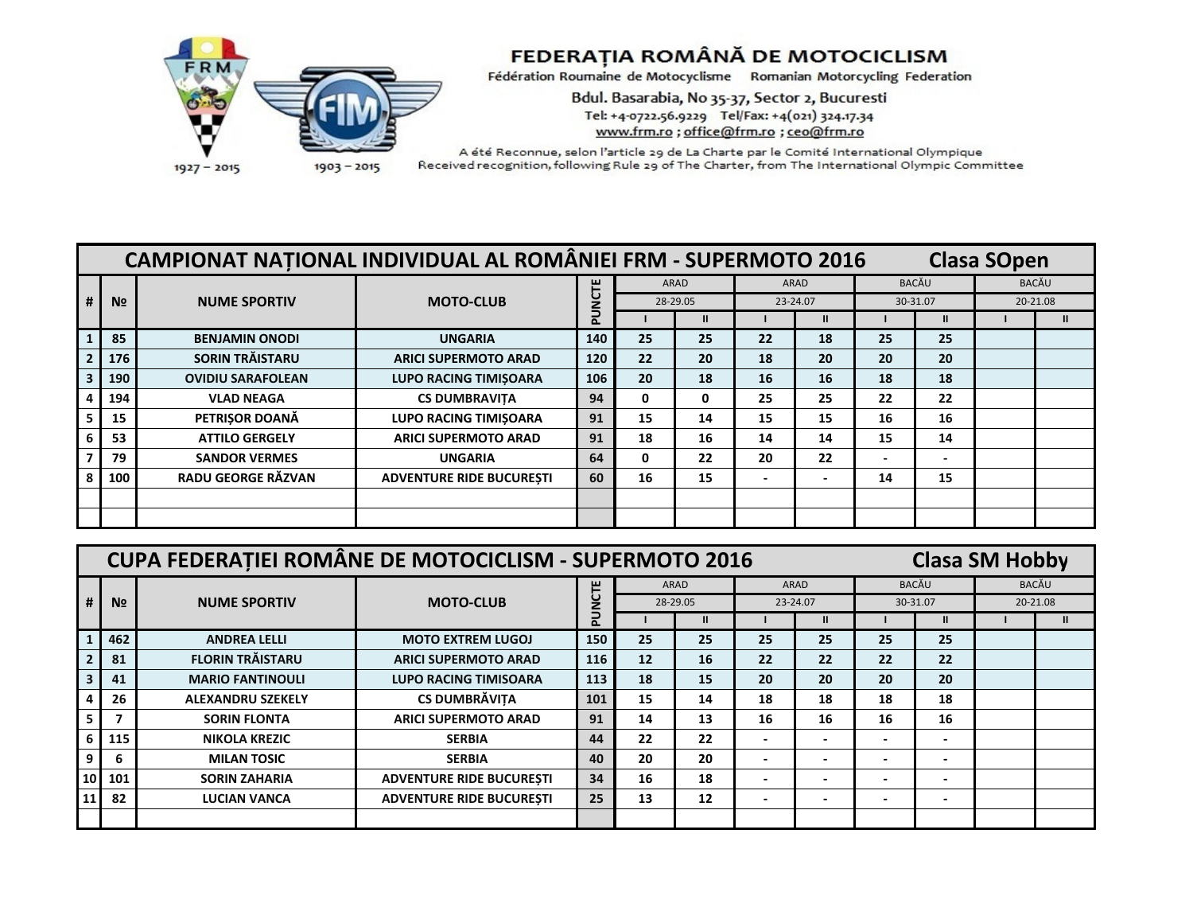**FEDERAȚIA ROMÂNĂ DE MOTOCICLISM**

Fédération Roumaine de Motocyclisme  Romanian Motorcycling Federation

Bdul. Basarabia, No 35-37, Sector 2, Bucuresti

Tel: +4-0722.56.9229  Tel/Fax: +4(021) 324.17.34

www.frm.ro ; office@frm.ro ; ceo@frm.ro

A été Reconnue, selon l'article 29 de La Charte par le Comité International Olympique

Received recognition, following Rule 29 of The Charter, from The International Olympic Committee

FRM 1927 – 2015  FIM 1903 – 2015

## CAMPIONAT NAȚIONAL INDIVIDUAL AL ROMÂNIEI FRM - SUPERMOTO 2016 — Clasa SOpen

| # | № | NUME SPORTIV | MOTO-CLUB | PUNCTE | ARAD 28-29.05 | | ARAD 23-24.07 | | BACĂU 30-31.07 | | BACĂU 20-21.08 | |
|---|---|---|---|---|---|---|---|---|---|---|---|---|
| | | | | | I | II | I | II | I | II | I | II |
| 1 | 85 | BENJAMIN ONODI | UNGARIA | 140 | 25 | 25 | 22 | 18 | 25 | 25 | | |
| 2 | 176 | SORIN TRĂISTARU | ARICI SUPERMOTO ARAD | 120 | 22 | 20 | 18 | 20 | 20 | 20 | | |
| 3 | 190 | OVIDIU SARAFOLEAN | LUPO RACING TIMIȘOARA | 106 | 20 | 18 | 16 | 16 | 18 | 18 | | |
| 4 | 194 | VLAD NEAGA | CS DUMBRAVIȚA | 94 | 0 | 0 | 25 | 25 | 22 | 22 | | |
| 5 | 15 | PETRIȘOR DOANĂ | LUPO RACING TIMIȘOARA | 91 | 15 | 14 | 15 | 15 | 16 | 16 | | |
| 6 | 53 | ATTILO GERGELY | ARICI SUPERMOTO ARAD | 91 | 18 | 16 | 14 | 14 | 15 | 14 | | |
| 7 | 79 | SANDOR VERMES | UNGARIA | 64 | 0 | 22 | 20 | 22 | - | - | | |
| 8 | 100 | RADU GEORGE RĂZVAN | ADVENTURE RIDE BUCUREȘTI | 60 | 16 | 15 | - | - | 14 | 15 | | |
| | | | | | | | | | | | | |
| | | | | | | | | | | | | |

## CUPA FEDERAȚIEI ROMÂNE DE MOTOCICLISM - SUPERMOTO 2016 — Clasa SM Hobby

| # | № | NUME SPORTIV | MOTO-CLUB | PUNCTE | ARAD 28-29.05 | | ARAD 23-24.07 | | BACĂU 30-31.07 | | BACĂU 20-21.08 | |
|---|---|---|---|---|---|---|---|---|---|---|---|---|
| | | | | | I | II | I | II | I | II | I | II |
| 1 | 462 | ANDREA LELLI | MOTO EXTREM LUGOJ | 150 | 25 | 25 | 25 | 25 | 25 | 25 | | |
| 2 | 81 | FLORIN TRĂISTARU | ARICI SUPERMOTO ARAD | 116 | 12 | 16 | 22 | 22 | 22 | 22 | | |
| 3 | 41 | MARIO FANTINOULI | LUPO RACING TIMISOARA | 113 | 18 | 15 | 20 | 20 | 20 | 20 | | |
| 4 | 26 | ALEXANDRU SZEKELY | CS DUMBRĂVIȚA | 101 | 15 | 14 | 18 | 18 | 18 | 18 | | |
| 5 | 7 | SORIN FLONTA | ARICI SUPERMOTO ARAD | 91 | 14 | 13 | 16 | 16 | 16 | 16 | | |
| 6 | 115 | NIKOLA KREZIC | SERBIA | 44 | 22 | 22 | - | - | - | - | | |
| 9 | 6 | MILAN TOSIC | SERBIA | 40 | 20 | 20 | - | - | - | - | | |
| 10 | 101 | SORIN ZAHARIA | ADVENTURE RIDE BUCUREȘTI | 34 | 16 | 18 | - | - | - | - | | |
| 11 | 82 | LUCIAN VANCA | ADVENTURE RIDE BUCUREȘTI | 25 | 13 | 12 | - | - | - | - | | |
| | | | | | | | | | | | | |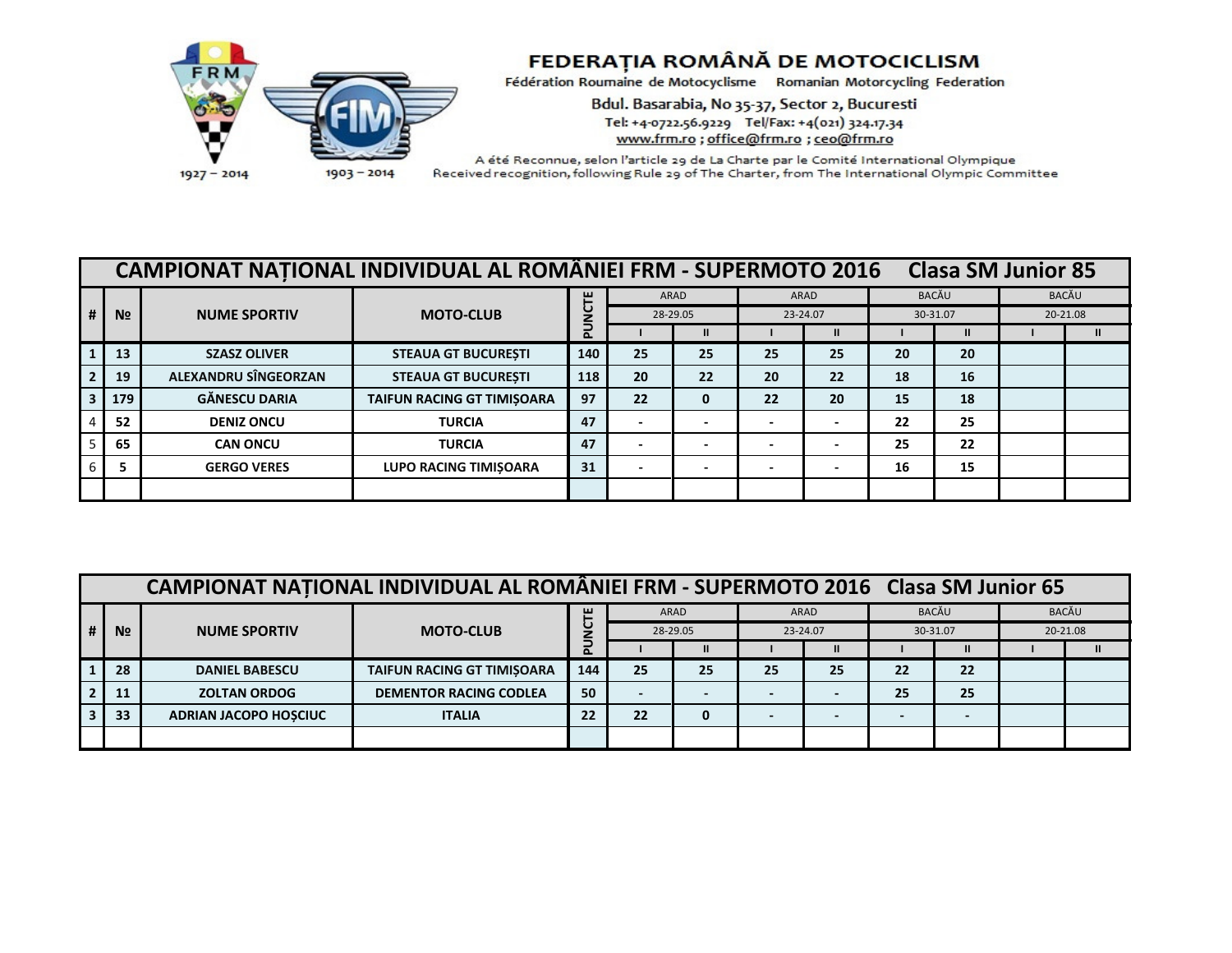**FEDERAȚIA ROMÂNĂ DE MOTOCICLISM**
Fédération Roumaine de Motocyclisme  Romanian Motorcycling Federation
Bdul. Basarabia, No 35-37, Sector 2, Bucuresti
Tel: +4-0722.56.9229  Tel/Fax: +4(021) 324.17.34
www.frm.ro ; office@frm.ro ; ceo@frm.ro
A été Reconnue, selon l'article 29 de La Charte par le Comité International Olympique
Received recognition, following Rule 29 of The Charter, from The International Olympic Committee

1927 – 2014  1903 – 2014

## CAMPIONAT NAȚIONAL INDIVIDUAL AL ROMÂNIEI FRM - SUPERMOTO 2016  Clasa SM Junior 85

| # | № | NUME SPORTIV | MOTO-CLUB | PUNCTE | ARAD | | ARAD | | BACĂU | | BACĂU | |
|---|---|---|---|---|---|---|---|---|---|---|---|---|
| | | | | | 28-29.05 | | 23-24.07 | | 30-31.07 | | 20-21.08 | |
| | | | | | I | II | I | II | I | II | I | II |
| 1 | 13 | SZASZ OLIVER | STEAUA GT BUCUREȘTI | 140 | 25 | 25 | 25 | 25 | 20 | 20 | | |
| 2 | 19 | ALEXANDRU SÎNGEORZAN | STEAUA GT BUCUREȘTI | 118 | 20 | 22 | 20 | 22 | 18 | 16 | | |
| 3 | 179 | GĂNESCU DARIA | TAIFUN RACING GT TIMIȘOARA | 97 | 22 | 0 | 22 | 20 | 15 | 18 | | |
| 4 | 52 | DENIZ ONCU | TURCIA | 47 | - | - | - | - | 22 | 25 | | |
| 5 | 65 | CAN ONCU | TURCIA | 47 | - | - | - | - | 25 | 22 | | |
| 6 | 5 | GERGO VERES | LUPO RACING TIMIȘOARA | 31 | - | - | - | - | 16 | 15 | | |
| | | | | | | | | | | | | |

## CAMPIONAT NAȚIONAL INDIVIDUAL AL ROMÂNIEI FRM - SUPERMOTO 2016  Clasa SM Junior 65

| # | № | NUME SPORTIV | MOTO-CLUB | PUNCTE | ARAD | | ARAD | | BACĂU | | BACĂU | |
|---|---|---|---|---|---|---|---|---|---|---|---|---|
| | | | | | 28-29.05 | | 23-24.07 | | 30-31.07 | | 20-21.08 | |
| | | | | | I | II | I | II | I | II | I | II |
| 1 | 28 | DANIEL BABESCU | TAIFUN RACING GT TIMIȘOARA | 144 | 25 | 25 | 25 | 25 | 22 | 22 | | |
| 2 | 11 | ZOLTAN ORDOG | DEMENTOR RACING CODLEA | 50 | - | - | - | - | 25 | 25 | | |
| 3 | 33 | ADRIAN JACOPO HOȘCIUC | ITALIA | 22 | 22 | 0 | - | - | - | - | | |
| | | | | | | | | | | | | |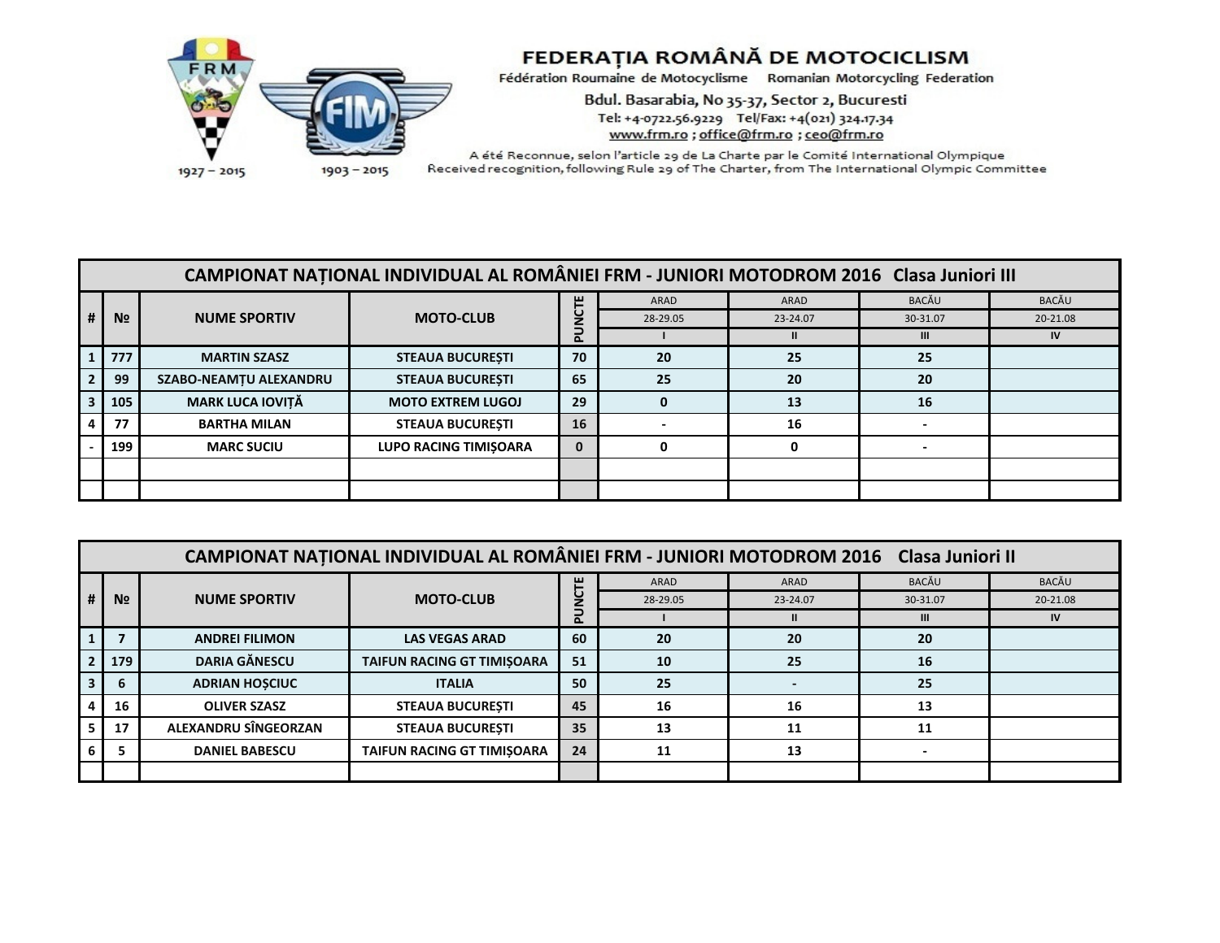# FEDERAȚIA ROMÂNĂ DE MOTOCICLISM

Fédération Roumaine de Motocyclisme Romanian Motorcycling Federation

Bdul. Basarabia, No 35-37, Sector 2, Bucuresti

Tel: +4-0722.56.9229 Tel/Fax: +4(021) 324.17.34

www.frm.ro ; office@frm.ro ; ceo@frm.ro

A été Reconnue, selon l'article 29 de La Charte par le Comité International Olympique
Received recognition, following Rule 29 of The Charter, from The International Olympic Committee

1927 – 2015

1903 – 2015

| CAMPIONAT NAȚIONAL INDIVIDUAL AL ROMÂNIEI FRM - JUNIORI MOTODROM 2016 Clasa Juniori III | | | | | | | | |
|---|---|---|---|---|---|---|---|---|
| # | № | NUME SPORTIV | MOTO-CLUB | PUNCTE | ARAD | ARAD | BACĂU | BACĂU |
| | | | | | 28-29.05 | 23-24.07 | 30-31.07 | 20-21.08 |
| | | | | | I | II | III | IV |
| 1 | 777 | MARTIN SZASZ | STEAUA BUCUREȘTI | 70 | 20 | 25 | 25 | |
| 2 | 99 | SZABO-NEAMȚU ALEXANDRU | STEAUA BUCUREȘTI | 65 | 25 | 20 | 20 | |
| 3 | 105 | MARK LUCA IOVIȚĂ | MOTO EXTREM LUGOJ | 29 | 0 | 13 | 16 | |
| 4 | 77 | BARTHA MILAN | STEAUA BUCUREȘTI | 16 | - | 16 | - | |
| - | 199 | MARC SUCIU | LUPO RACING TIMIȘOARA | 0 | 0 | 0 | - | |
| | | | | | | | | |
| | | | | | | | | |

| CAMPIONAT NAȚIONAL INDIVIDUAL AL ROMÂNIEI FRM - JUNIORI MOTODROM 2016 Clasa Juniori II | | | | | | | | |
|---|---|---|---|---|---|---|---|---|
| # | № | NUME SPORTIV | MOTO-CLUB | PUNCTE | ARAD | ARAD | BACĂU | BACĂU |
| | | | | | 28-29.05 | 23-24.07 | 30-31.07 | 20-21.08 |
| | | | | | I | II | III | IV |
| 1 | 7 | ANDREI FILIMON | LAS VEGAS ARAD | 60 | 20 | 20 | 20 | |
| 2 | 179 | DARIA GĂNESCU | TAIFUN RACING GT TIMIȘOARA | 51 | 10 | 25 | 16 | |
| 3 | 6 | ADRIAN HOȘCIUC | ITALIA | 50 | 25 | - | 25 | |
| 4 | 16 | OLIVER SZASZ | STEAUA BUCUREȘTI | 45 | 16 | 16 | 13 | |
| 5 | 17 | ALEXANDRU SÎNGEORZAN | STEAUA BUCUREȘTI | 35 | 13 | 11 | 11 | |
| 6 | 5 | DANIEL BABESCU | TAIFUN RACING GT TIMIȘOARA | 24 | 11 | 13 | - | |
| | | | | | | | | |